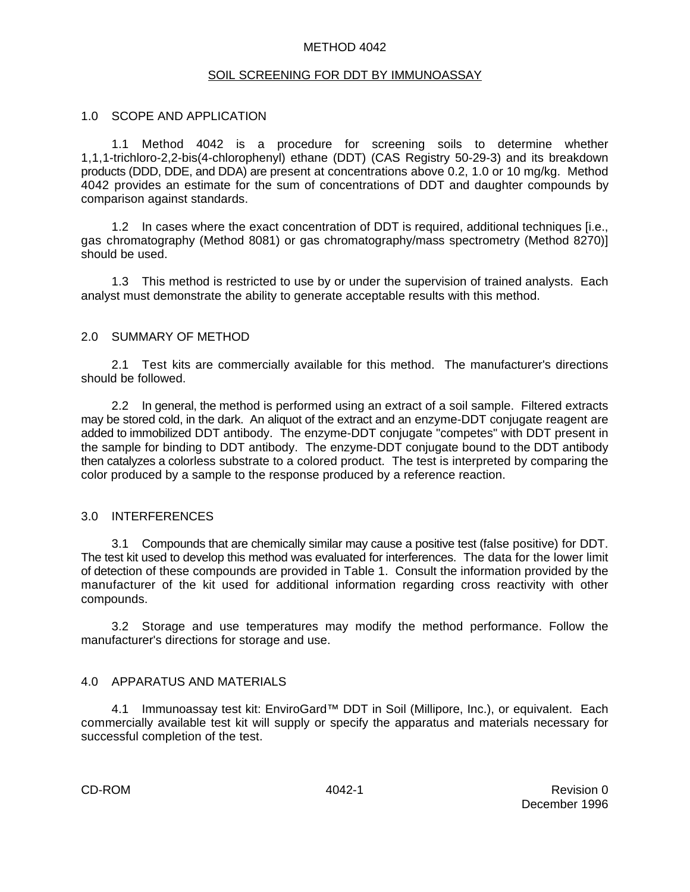# METHOD 4042

## SOIL SCREENING FOR DDT BY IMMUNOASSAY

### 1.0 SCOPE AND APPLICATION

1.1 Method 4042 is a procedure for screening soils to determine whether 1,1,1-trichloro-2,2-bis(4-chlorophenyl) ethane (DDT) (CAS Registry 50-29-3) and its breakdown products (DDD, DDE, and DDA) are present at concentrations above 0.2, 1.0 or 10 mg/kg. Method 4042 provides an estimate for the sum of concentrations of DDT and daughter compounds by comparison against standards.

1.2 In cases where the exact concentration of DDT is required, additional techniques [i.e., gas chromatography (Method 8081) or gas chromatography/mass spectrometry (Method 8270)] should be used.

1.3 This method is restricted to use by or under the supervision of trained analysts. Each analyst must demonstrate the ability to generate acceptable results with this method.

### 2.0 SUMMARY OF METHOD

2.1 Test kits are commercially available for this method. The manufacturer's directions should be followed.

2.2 In general, the method is performed using an extract of a soil sample. Filtered extracts may be stored cold, in the dark. An aliquot of the extract and an enzyme-DDT conjugate reagent are added to immobilized DDT antibody. The enzyme-DDT conjugate "competes" with DDT present in the sample for binding to DDT antibody. The enzyme-DDT conjugate bound to the DDT antibody then catalyzes a colorless substrate to a colored product. The test is interpreted by comparing the color produced by a sample to the response produced by a reference reaction.

### 3.0 INTERFERENCES

3.1 Compounds that are chemically similar may cause a positive test (false positive) for DDT. The test kit used to develop this method was evaluated for interferences. The data for the lower limit of detection of these compounds are provided in Table 1. Consult the information provided by the manufacturer of the kit used for additional information regarding cross reactivity with other compounds.

3.2 Storage and use temperatures may modify the method performance. Follow the manufacturer's directions for storage and use.

### 4.0 APPARATUS AND MATERIALS

4.1 Immunoassay test kit: EnviroGard™ DDT in Soil (Millipore, Inc.), or equivalent. Each commercially available test kit will supply or specify the apparatus and materials necessary for successful completion of the test.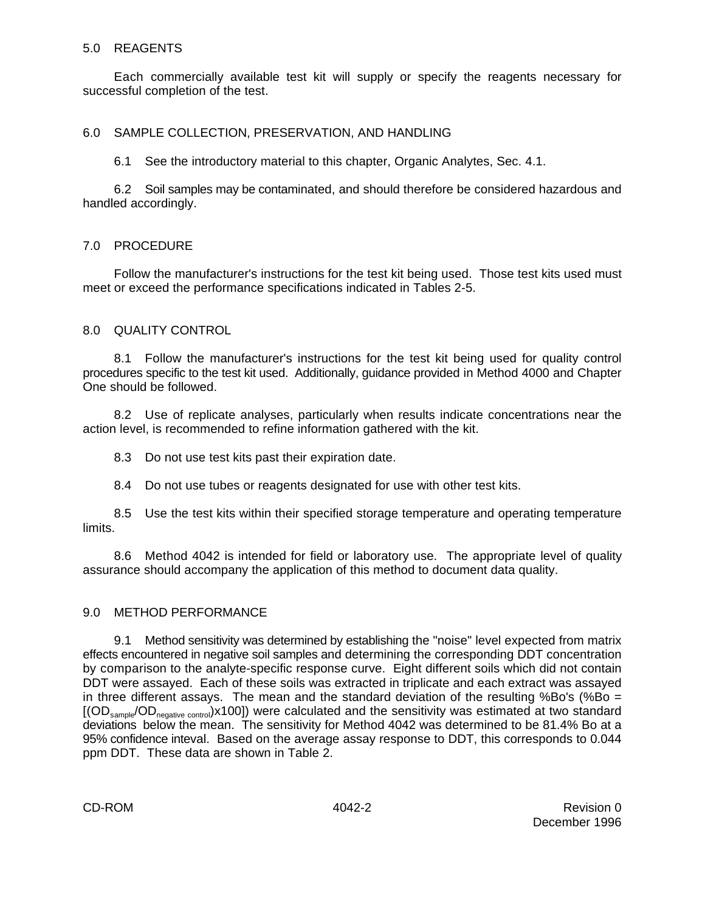## 5.0 REAGENTS

Each commercially available test kit will supply or specify the reagents necessary for successful completion of the test.

## 6.0 SAMPLE COLLECTION, PRESERVATION, AND HANDLING

6.1 See the introductory material to this chapter, Organic Analytes, Sec. 4.1.

6.2 Soil samples may be contaminated, and should therefore be considered hazardous and handled accordingly.

## 7.0 PROCEDURE

Follow the manufacturer's instructions for the test kit being used. Those test kits used must meet or exceed the performance specifications indicated in Tables 2-5.

## 8.0 QUALITY CONTROL

8.1 Follow the manufacturer's instructions for the test kit being used for quality control procedures specific to the test kit used. Additionally, guidance provided in Method 4000 and Chapter One should be followed.

8.2 Use of replicate analyses, particularly when results indicate concentrations near the action level, is recommended to refine information gathered with the kit.

8.3 Do not use test kits past their expiration date.

8.4 Do not use tubes or reagents designated for use with other test kits.

8.5 Use the test kits within their specified storage temperature and operating temperature limits.

8.6 Method 4042 is intended for field or laboratory use. The appropriate level of quality assurance should accompany the application of this method to document data quality.

## 9.0 METHOD PERFORMANCE

9.1 Method sensitivity was determined by establishing the "noise" level expected from matrix effects encountered in negative soil samples and determining the corresponding DDT concentration by comparison to the analyte-specific response curve. Eight different soils which did not contain DDT were assayed. Each of these soils was extracted in triplicate and each extract was assayed in three different assays. The mean and the standard deviation of the resulting %Bo's (%Bo = $[(OD_{sample}/OD_{negative\ control})x100]$) were calculated and the sensitivity was estimated at two standard deviations below the mean. The sensitivity for Method 4042 was determined to be 81.4% Bo at a 95% confidence inteval. Based on the average assay response to DDT, this corresponds to 0.044 ppm DDT. These data are shown in Table 2.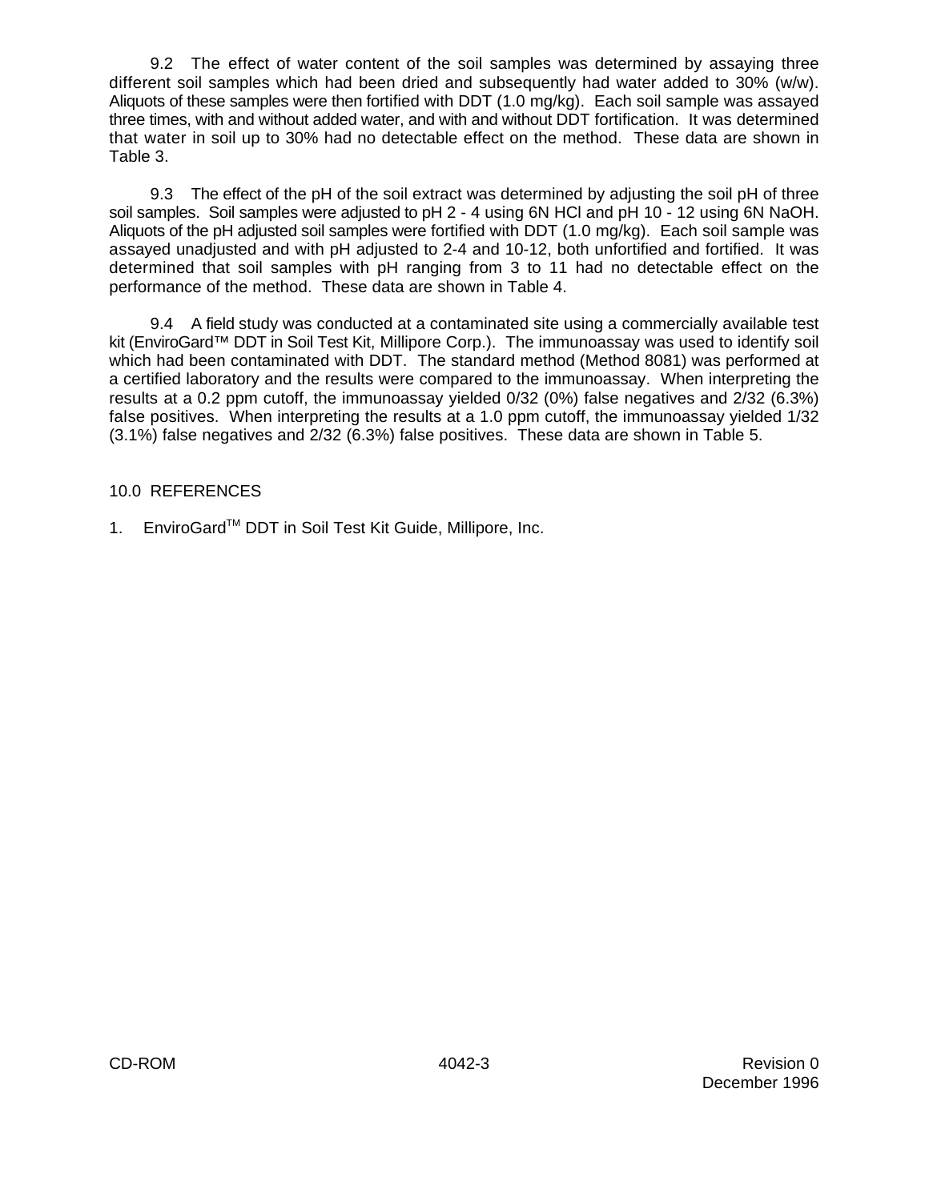9.2 The effect of water content of the soil samples was determined by assaying three different soil samples which had been dried and subsequently had water added to 30% (w/w). Aliquots of these samples were then fortified with DDT (1.0 mg/kg). Each soil sample was assayed three times, with and without added water, and with and without DDT fortification. It was determined that water in soil up to 30% had no detectable effect on the method. These data are shown in Table 3.

9.3 The effect of the pH of the soil extract was determined by adjusting the soil pH of three soil samples. Soil samples were adjusted to pH 2 - 4 using 6N HCl and pH 10 - 12 using 6N NaOH. Aliquots of the pH adjusted soil samples were fortified with DDT (1.0 mg/kg). Each soil sample was assayed unadjusted and with pH adjusted to 2-4 and 10-12, both unfortified and fortified. It was determined that soil samples with pH ranging from 3 to 11 had no detectable effect on the performance of the method. These data are shown in Table 4.

9.4 A field study was conducted at a contaminated site using a commercially available test kit (EnviroGard™ DDT in Soil Test Kit, Millipore Corp.). The immunoassay was used to identify soil which had been contaminated with DDT. The standard method (Method 8081) was performed at a certified laboratory and the results were compared to the immunoassay. When interpreting the results at a 0.2 ppm cutoff, the immunoassay yielded 0/32 (0%) false negatives and 2/32 (6.3%) false positives. When interpreting the results at a 1.0 ppm cutoff, the immunoassay yielded 1/32 (3.1%) false negatives and 2/32 (6.3%) false positives. These data are shown in Table 5.

## 10.0 REFERENCES

1. EnviroGard™ DDT in Soil Test Kit Guide, Millipore, Inc.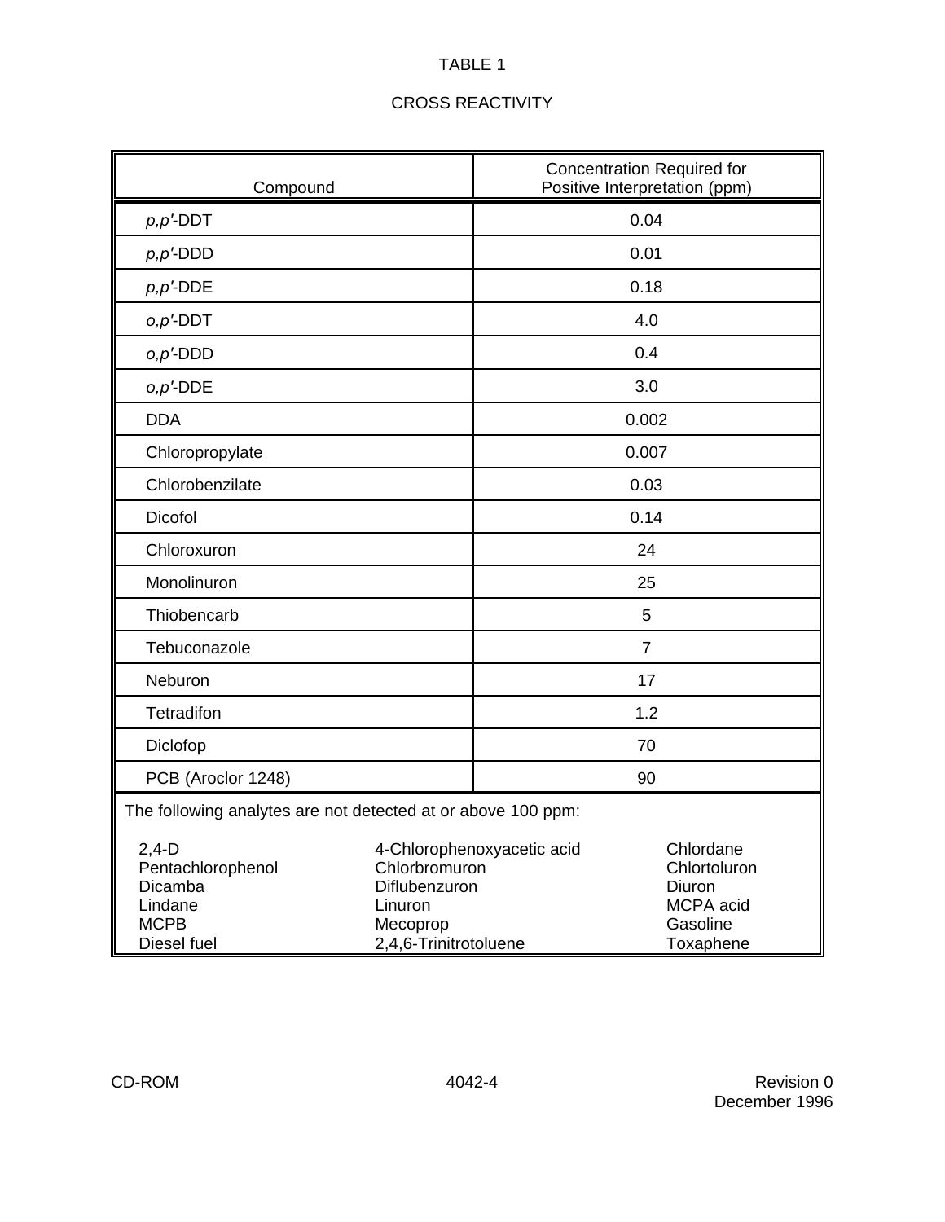TABLE 1

CROSS REACTIVITY

| Compound | Concentration Required for Positive Interpretation (ppm) |
|---|---|
| *p,p'*-DDT | 0.04 |
| *p,p'*-DDD | 0.01 |
| *p,p'*-DDE | 0.18 |
| *o,p'*-DDT | 4.0 |
| *o,p'*-DDD | 0.4 |
| *o,p'*-DDE | 3.0 |
| DDA | 0.002 |
| Chloropropylate | 0.007 |
| Chlorobenzilate | 0.03 |
| Dicofol | 0.14 |
| Chloroxuron | 24 |
| Monolinuron | 25 |
| Thiobencarb | 5 |
| Tebuconazole | 7 |
| Neburon | 17 |
| Tetradifon | 1.2 |
| Diclofop | 70 |
| PCB (Aroclor 1248) | 90 |

The following analytes are not detected at or above 100 ppm:

| | | |
|---|---|---|
| 2,4-D | 4-Chlorophenoxyacetic acid | Chlordane |
| Pentachlorophenol | Chlorbromuron | Chlortoluron |
| Dicamba | Diflubenzuron | Diuron |
| Lindane | Linuron | MCPA acid |
| MCPB | Mecoprop | Gasoline |
| Diesel fuel | 2,4,6-Trinitrotoluene | Toxaphene |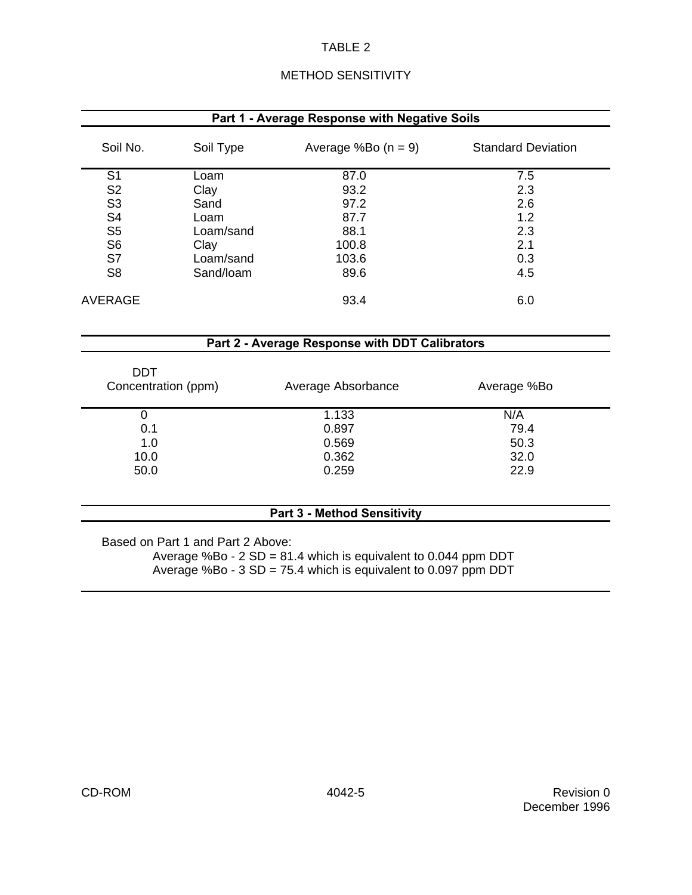# TABLE 2

## METHOD SENSITIVITY

**Part 1 - Average Response with Negative Soils**

| Soil No. | Soil Type | Average %Bo (n = 9) | Standard Deviation |
|---|---|---|---|
| S1 | Loam | 87.0 | 7.5 |
| S2 | Clay | 93.2 | 2.3 |
| S3 | Sand | 97.2 | 2.6 |
| S4 | Loam | 87.7 | 1.2 |
| S5 | Loam/sand | 88.1 | 2.3 |
| S6 | Clay | 100.8 | 2.1 |
| S7 | Loam/sand | 103.6 | 0.3 |
| S8 | Sand/loam | 89.6 | 4.5 |
| AVERAGE | | 93.4 | 6.0 |

**Part 2 - Average Response with DDT Calibrators**

| DDT Concentration (ppm) | Average Absorbance | Average %Bo |
|---|---|---|
| 0 | 1.133 | N/A |
| 0.1 | 0.897 | 79.4 |
| 1.0 | 0.569 | 50.3 |
| 10.0 | 0.362 | 32.0 |
| 50.0 | 0.259 | 22.9 |

**Part 3 - Method Sensitivity**

Based on Part 1 and Part 2 Above:

Average %Bo - 2 SD = 81.4 which is equivalent to 0.044 ppm DDT
Average %Bo - 3 SD = 75.4 which is equivalent to 0.097 ppm DDT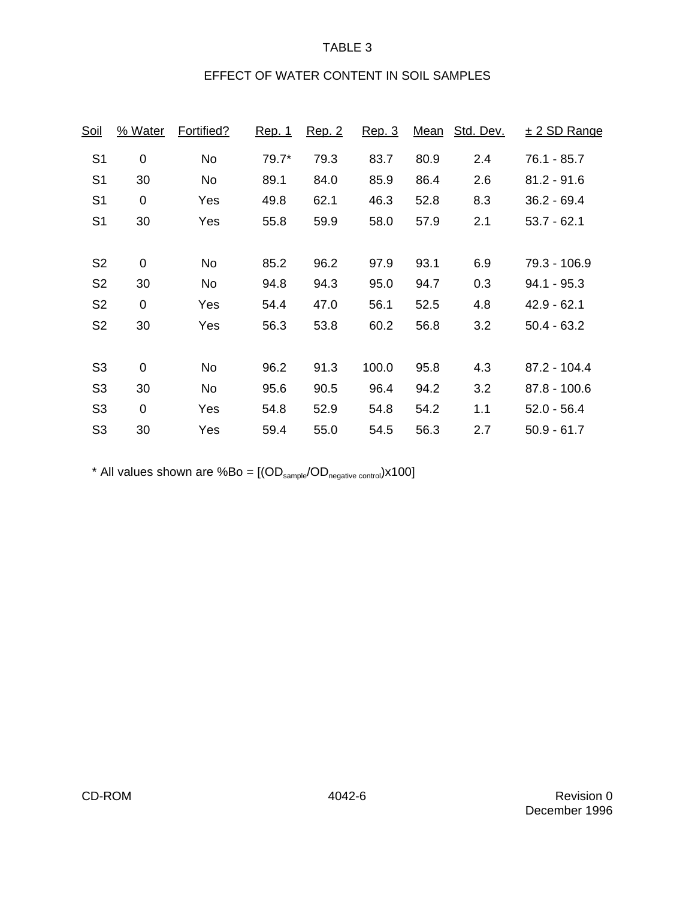TABLE 3

EFFECT OF WATER CONTENT IN SOIL SAMPLES

| Soil | % Water | Fortified? | Rep. 1 | Rep. 2 | Rep. 3 | Mean | Std. Dev. | ± 2 SD Range |
|---|---|---|---|---|---|---|---|---|
| S1 | 0 | No | 79.7* | 79.3 | 83.7 | 80.9 | 2.4 | 76.1 - 85.7 |
| S1 | 30 | No | 89.1 | 84.0 | 85.9 | 86.4 | 2.6 | 81.2 - 91.6 |
| S1 | 0 | Yes | 49.8 | 62.1 | 46.3 | 52.8 | 8.3 | 36.2 - 69.4 |
| S1 | 30 | Yes | 55.8 | 59.9 | 58.0 | 57.9 | 2.1 | 53.7 - 62.1 |
| S2 | 0 | No | 85.2 | 96.2 | 97.9 | 93.1 | 6.9 | 79.3 - 106.9 |
| S2 | 30 | No | 94.8 | 94.3 | 95.0 | 94.7 | 0.3 | 94.1 - 95.3 |
| S2 | 0 | Yes | 54.4 | 47.0 | 56.1 | 52.5 | 4.8 | 42.9 - 62.1 |
| S2 | 30 | Yes | 56.3 | 53.8 | 60.2 | 56.8 | 3.2 | 50.4 - 63.2 |
| S3 | 0 | No | 96.2 | 91.3 | 100.0 | 95.8 | 4.3 | 87.2 - 104.4 |
| S3 | 30 | No | 95.6 | 90.5 | 96.4 | 94.2 | 3.2 | 87.8 - 100.6 |
| S3 | 0 | Yes | 54.8 | 52.9 | 54.8 | 54.2 | 1.1 | 52.0 - 56.4 |
| S3 | 30 | Yes | 59.4 | 55.0 | 54.5 | 56.3 | 2.7 | 50.9 - 61.7 |

* All values shown are %Bo = $[(OD_{sample}/OD_{negative\ control})x100]$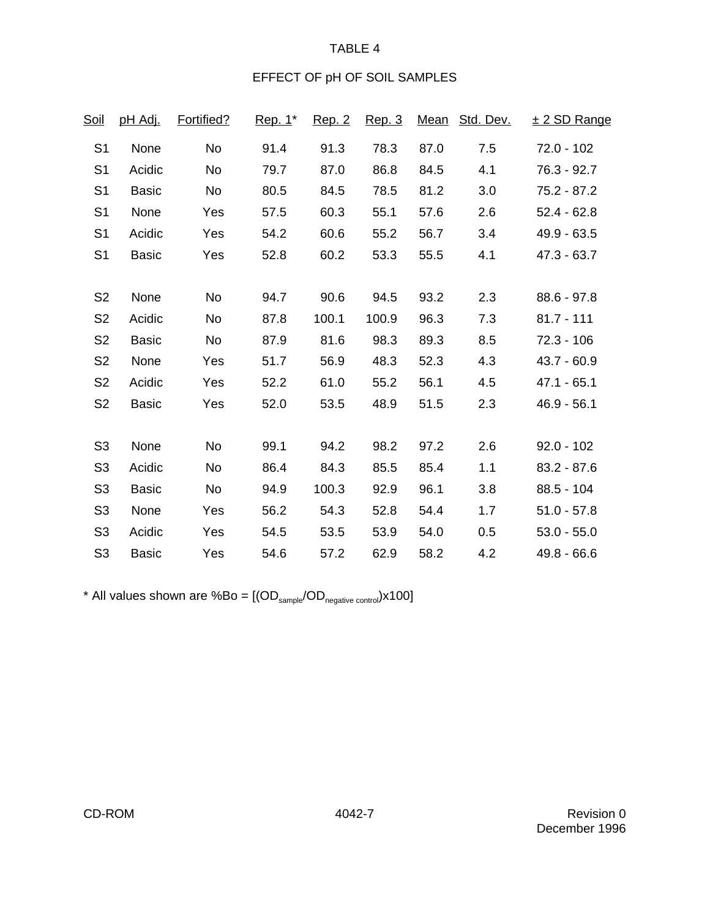TABLE 4

EFFECT OF pH OF SOIL SAMPLES

| Soil | pH Adj. | Fortified? | Rep. 1* | Rep. 2 | Rep. 3 | Mean | Std. Dev. | ± 2 SD Range |
|---|---|---|---|---|---|---|---|---|
| S1 | None | No | 91.4 | 91.3 | 78.3 | 87.0 | 7.5 | 72.0 - 102 |
| S1 | Acidic | No | 79.7 | 87.0 | 86.8 | 84.5 | 4.1 | 76.3 - 92.7 |
| S1 | Basic | No | 80.5 | 84.5 | 78.5 | 81.2 | 3.0 | 75.2 - 87.2 |
| S1 | None | Yes | 57.5 | 60.3 | 55.1 | 57.6 | 2.6 | 52.4 - 62.8 |
| S1 | Acidic | Yes | 54.2 | 60.6 | 55.2 | 56.7 | 3.4 | 49.9 - 63.5 |
| S1 | Basic | Yes | 52.8 | 60.2 | 53.3 | 55.5 | 4.1 | 47.3 - 63.7 |
| S2 | None | No | 94.7 | 90.6 | 94.5 | 93.2 | 2.3 | 88.6 - 97.8 |
| S2 | Acidic | No | 87.8 | 100.1 | 100.9 | 96.3 | 7.3 | 81.7 - 111 |
| S2 | Basic | No | 87.9 | 81.6 | 98.3 | 89.3 | 8.5 | 72.3 - 106 |
| S2 | None | Yes | 51.7 | 56.9 | 48.3 | 52.3 | 4.3 | 43.7 - 60.9 |
| S2 | Acidic | Yes | 52.2 | 61.0 | 55.2 | 56.1 | 4.5 | 47.1 - 65.1 |
| S2 | Basic | Yes | 52.0 | 53.5 | 48.9 | 51.5 | 2.3 | 46.9 - 56.1 |
| S3 | None | No | 99.1 | 94.2 | 98.2 | 97.2 | 2.6 | 92.0 - 102 |
| S3 | Acidic | No | 86.4 | 84.3 | 85.5 | 85.4 | 1.1 | 83.2 - 87.6 |
| S3 | Basic | No | 94.9 | 100.3 | 92.9 | 96.1 | 3.8 | 88.5 - 104 |
| S3 | None | Yes | 56.2 | 54.3 | 52.8 | 54.4 | 1.7 | 51.0 - 57.8 |
| S3 | Acidic | Yes | 54.5 | 53.5 | 53.9 | 54.0 | 0.5 | 53.0 - 55.0 |
| S3 | Basic | Yes | 54.6 | 57.2 | 62.9 | 58.2 | 4.2 | 49.8 - 66.6 |

\* All values shown are %Bo = [($OD_{sample}$/$OD_{negative\ control}$)x100]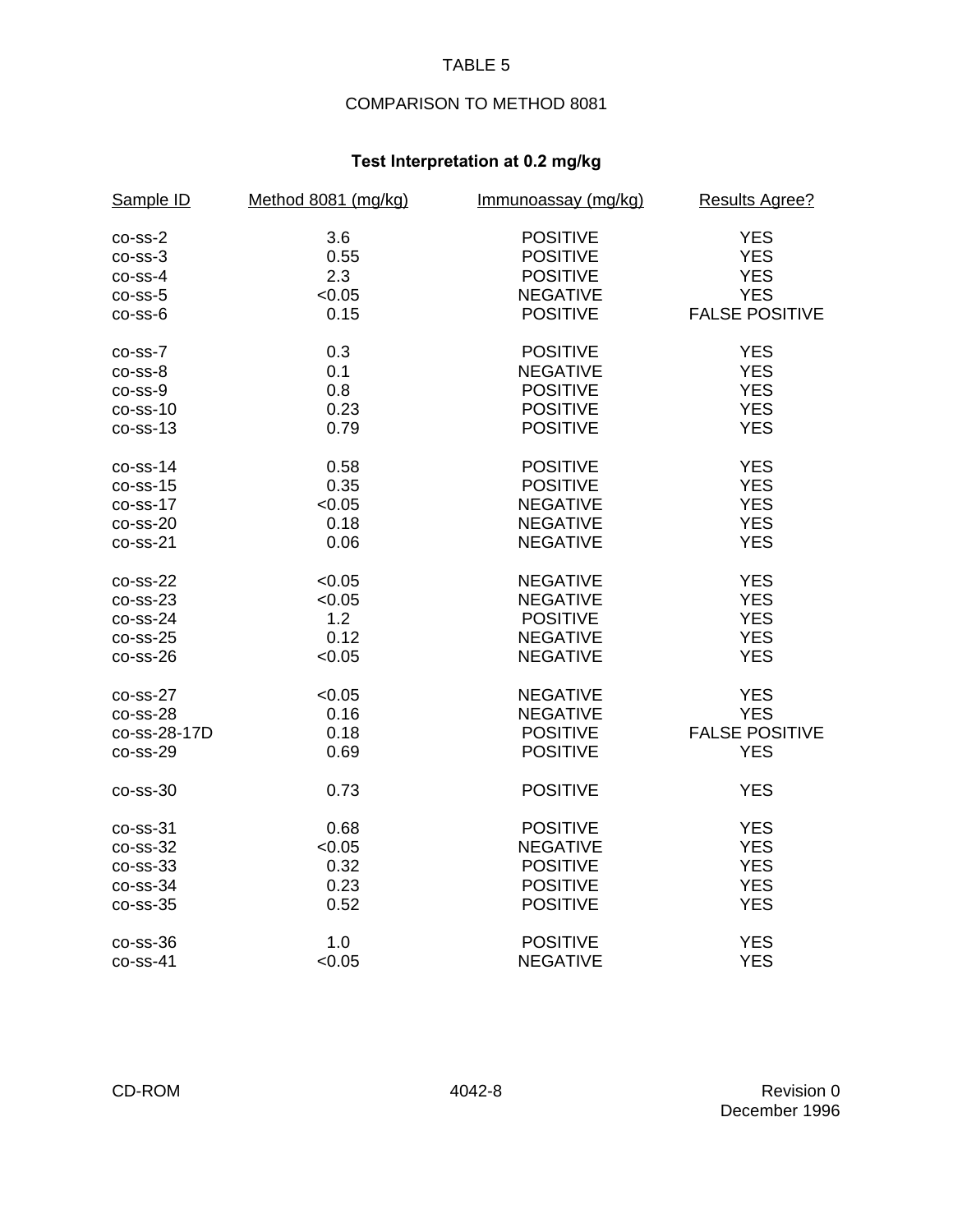TABLE 5

COMPARISON TO METHOD 8081

**Test Interpretation at 0.2 mg/kg**

| Sample ID | Method 8081 (mg/kg) | Immunoassay (mg/kg) | Results Agree? |
|---|---|---|---|
| co-ss-2 | 3.6 | POSITIVE | YES |
| co-ss-3 | 0.55 | POSITIVE | YES |
| co-ss-4 | 2.3 | POSITIVE | YES |
| co-ss-5 | <0.05 | NEGATIVE | YES |
| co-ss-6 | 0.15 | POSITIVE | FALSE POSITIVE |
| co-ss-7 | 0.3 | POSITIVE | YES |
| co-ss-8 | 0.1 | NEGATIVE | YES |
| co-ss-9 | 0.8 | POSITIVE | YES |
| co-ss-10 | 0.23 | POSITIVE | YES |
| co-ss-13 | 0.79 | POSITIVE | YES |
| co-ss-14 | 0.58 | POSITIVE | YES |
| co-ss-15 | 0.35 | POSITIVE | YES |
| co-ss-17 | <0.05 | NEGATIVE | YES |
| co-ss-20 | 0.18 | NEGATIVE | YES |
| co-ss-21 | 0.06 | NEGATIVE | YES |
| co-ss-22 | <0.05 | NEGATIVE | YES |
| co-ss-23 | <0.05 | NEGATIVE | YES |
| co-ss-24 | 1.2 | POSITIVE | YES |
| co-ss-25 | 0.12 | NEGATIVE | YES |
| co-ss-26 | <0.05 | NEGATIVE | YES |
| co-ss-27 | <0.05 | NEGATIVE | YES |
| co-ss-28 | 0.16 | NEGATIVE | YES |
| co-ss-28-17D | 0.18 | POSITIVE | FALSE POSITIVE |
| co-ss-29 | 0.69 | POSITIVE | YES |
| co-ss-30 | 0.73 | POSITIVE | YES |
| co-ss-31 | 0.68 | POSITIVE | YES |
| co-ss-32 | <0.05 | NEGATIVE | YES |
| co-ss-33 | 0.32 | POSITIVE | YES |
| co-ss-34 | 0.23 | POSITIVE | YES |
| co-ss-35 | 0.52 | POSITIVE | YES |
| co-ss-36 | 1.0 | POSITIVE | YES |
| co-ss-41 | <0.05 | NEGATIVE | YES |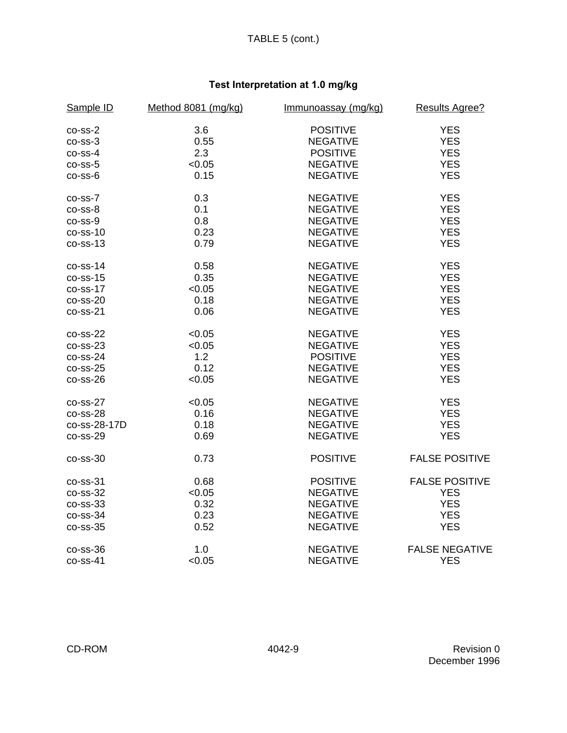TABLE 5 (cont.)

**Test Interpretation at 1.0 mg/kg**

| Sample ID | Method 8081 (mg/kg) | Immunoassay (mg/kg) | Results Agree? |
|---|---|---|---|
| co-ss-2 | 3.6 | POSITIVE | YES |
| co-ss-3 | 0.55 | NEGATIVE | YES |
| co-ss-4 | 2.3 | POSITIVE | YES |
| co-ss-5 | <0.05 | NEGATIVE | YES |
| co-ss-6 | 0.15 | NEGATIVE | YES |
| co-ss-7 | 0.3 | NEGATIVE | YES |
| co-ss-8 | 0.1 | NEGATIVE | YES |
| co-ss-9 | 0.8 | NEGATIVE | YES |
| co-ss-10 | 0.23 | NEGATIVE | YES |
| co-ss-13 | 0.79 | NEGATIVE | YES |
| co-ss-14 | 0.58 | NEGATIVE | YES |
| co-ss-15 | 0.35 | NEGATIVE | YES |
| co-ss-17 | <0.05 | NEGATIVE | YES |
| co-ss-20 | 0.18 | NEGATIVE | YES |
| co-ss-21 | 0.06 | NEGATIVE | YES |
| co-ss-22 | <0.05 | NEGATIVE | YES |
| co-ss-23 | <0.05 | NEGATIVE | YES |
| co-ss-24 | 1.2 | POSITIVE | YES |
| co-ss-25 | 0.12 | NEGATIVE | YES |
| co-ss-26 | <0.05 | NEGATIVE | YES |
| co-ss-27 | <0.05 | NEGATIVE | YES |
| co-ss-28 | 0.16 | NEGATIVE | YES |
| co-ss-28-17D | 0.18 | NEGATIVE | YES |
| co-ss-29 | 0.69 | NEGATIVE | YES |
| co-ss-30 | 0.73 | POSITIVE | FALSE POSITIVE |
| co-ss-31 | 0.68 | POSITIVE | FALSE POSITIVE |
| co-ss-32 | <0.05 | NEGATIVE | YES |
| co-ss-33 | 0.32 | NEGATIVE | YES |
| co-ss-34 | 0.23 | NEGATIVE | YES |
| co-ss-35 | 0.52 | NEGATIVE | YES |
| co-ss-36 | 1.0 | NEGATIVE | FALSE NEGATIVE |
| co-ss-41 | <0.05 | NEGATIVE | YES |